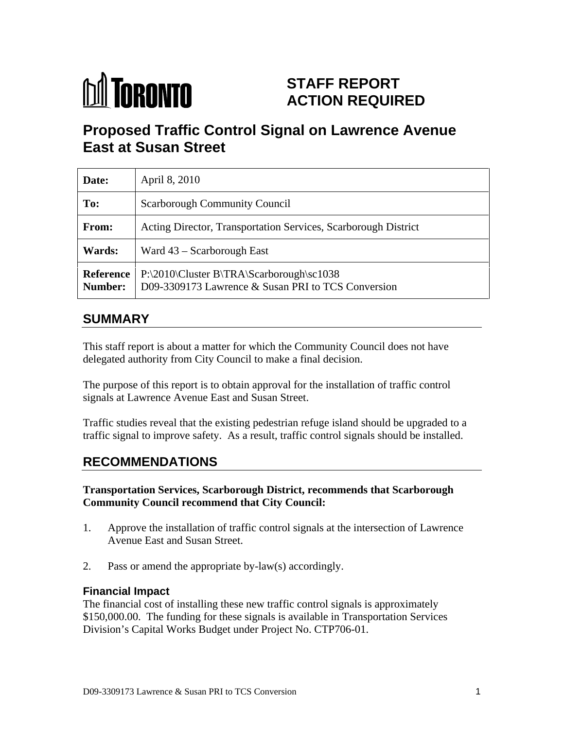# TORONTO

**STAFF REPORT**
**ACTION REQUIRED**

# Proposed Traffic Control Signal on Lawrence Avenue East at Susan Street

| | |
|---|---|
| **Date:** | April 8, 2010 |
| **To:** | Scarborough Community Council |
| **From:** | Acting Director, Transportation Services, Scarborough District |
| **Wards:** | Ward 43 – Scarborough East |
| **Reference Number:** | P:\2010\Cluster B\TRA\Scarborough\sc1038<br>D09-3309173 Lawrence & Susan PRI to TCS Conversion |

## SUMMARY

This staff report is about a matter for which the Community Council does not have delegated authority from City Council to make a final decision.

The purpose of this report is to obtain approval for the installation of traffic control signals at Lawrence Avenue East and Susan Street.

Traffic studies reveal that the existing pedestrian refuge island should be upgraded to a traffic signal to improve safety. As a result, traffic control signals should be installed.

## RECOMMENDATIONS

**Transportation Services, Scarborough District, recommends that Scarborough Community Council recommend that City Council:**

1. Approve the installation of traffic control signals at the intersection of Lawrence Avenue East and Susan Street.

2. Pass or amend the appropriate by-law(s) accordingly.

### Financial Impact

The financial cost of installing these new traffic control signals is approximately $150,000.00. The funding for these signals is available in Transportation Services Division's Capital Works Budget under Project No. CTP706-01.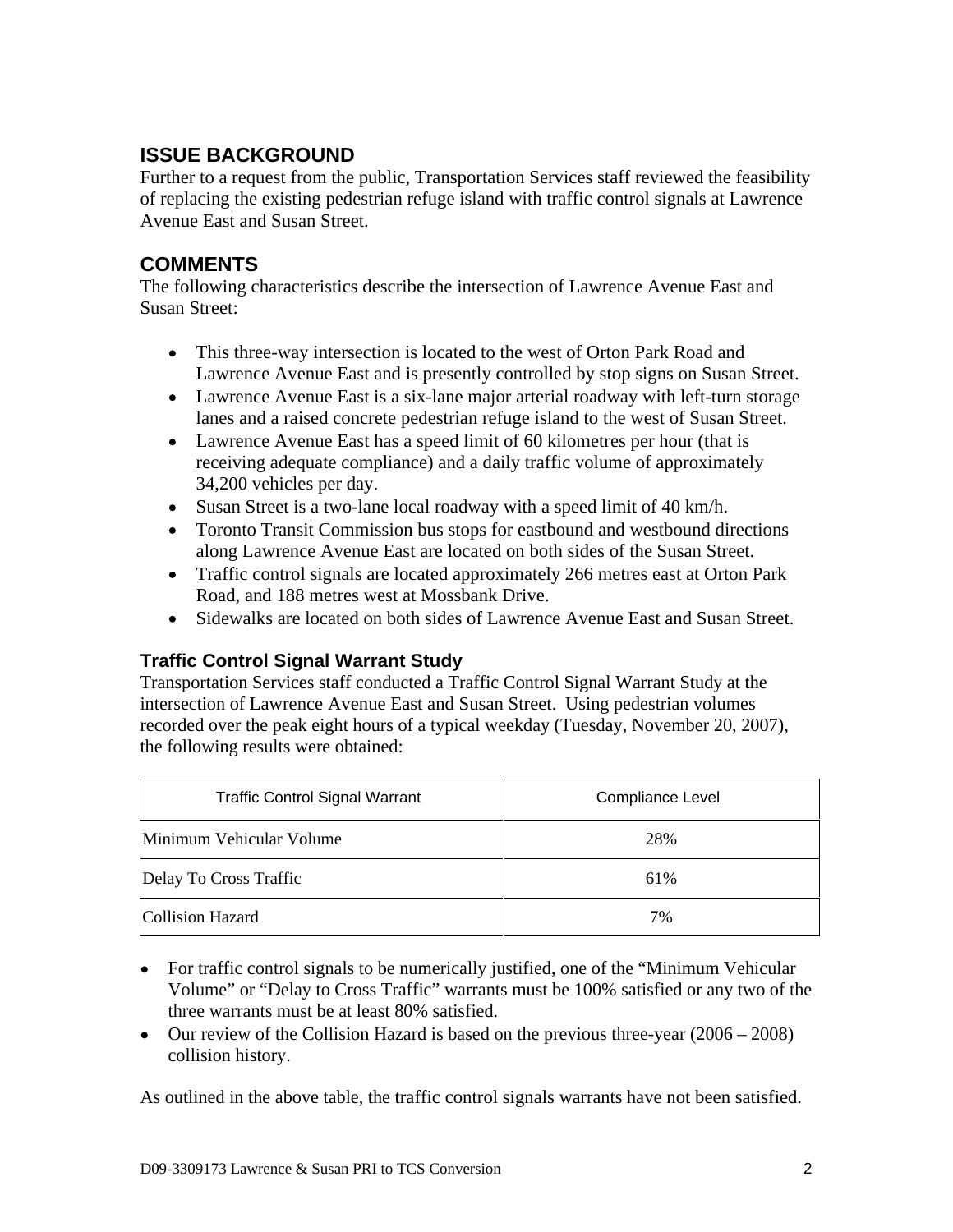## ISSUE BACKGROUND

Further to a request from the public, Transportation Services staff reviewed the feasibility of replacing the existing pedestrian refuge island with traffic control signals at Lawrence Avenue East and Susan Street.

## COMMENTS

The following characteristics describe the intersection of Lawrence Avenue East and Susan Street:

- This three-way intersection is located to the west of Orton Park Road and Lawrence Avenue East and is presently controlled by stop signs on Susan Street.
- Lawrence Avenue East is a six-lane major arterial roadway with left-turn storage lanes and a raised concrete pedestrian refuge island to the west of Susan Street.
- Lawrence Avenue East has a speed limit of 60 kilometres per hour (that is receiving adequate compliance) and a daily traffic volume of approximately 34,200 vehicles per day.
- Susan Street is a two-lane local roadway with a speed limit of 40 km/h.
- Toronto Transit Commission bus stops for eastbound and westbound directions along Lawrence Avenue East are located on both sides of the Susan Street.
- Traffic control signals are located approximately 266 metres east at Orton Park Road, and 188 metres west at Mossbank Drive.
- Sidewalks are located on both sides of Lawrence Avenue East and Susan Street.

### Traffic Control Signal Warrant Study

Transportation Services staff conducted a Traffic Control Signal Warrant Study at the intersection of Lawrence Avenue East and Susan Street. Using pedestrian volumes recorded over the peak eight hours of a typical weekday (Tuesday, November 20, 2007), the following results were obtained:

| Traffic Control Signal Warrant | Compliance Level |
|---|---|
| Minimum Vehicular Volume | 28% |
| Delay To Cross Traffic | 61% |
| Collision Hazard | 7% |

- For traffic control signals to be numerically justified, one of the "Minimum Vehicular Volume" or "Delay to Cross Traffic" warrants must be 100% satisfied or any two of the three warrants must be at least 80% satisfied.
- Our review of the Collision Hazard is based on the previous three-year (2006 – 2008) collision history.

As outlined in the above table, the traffic control signals warrants have not been satisfied.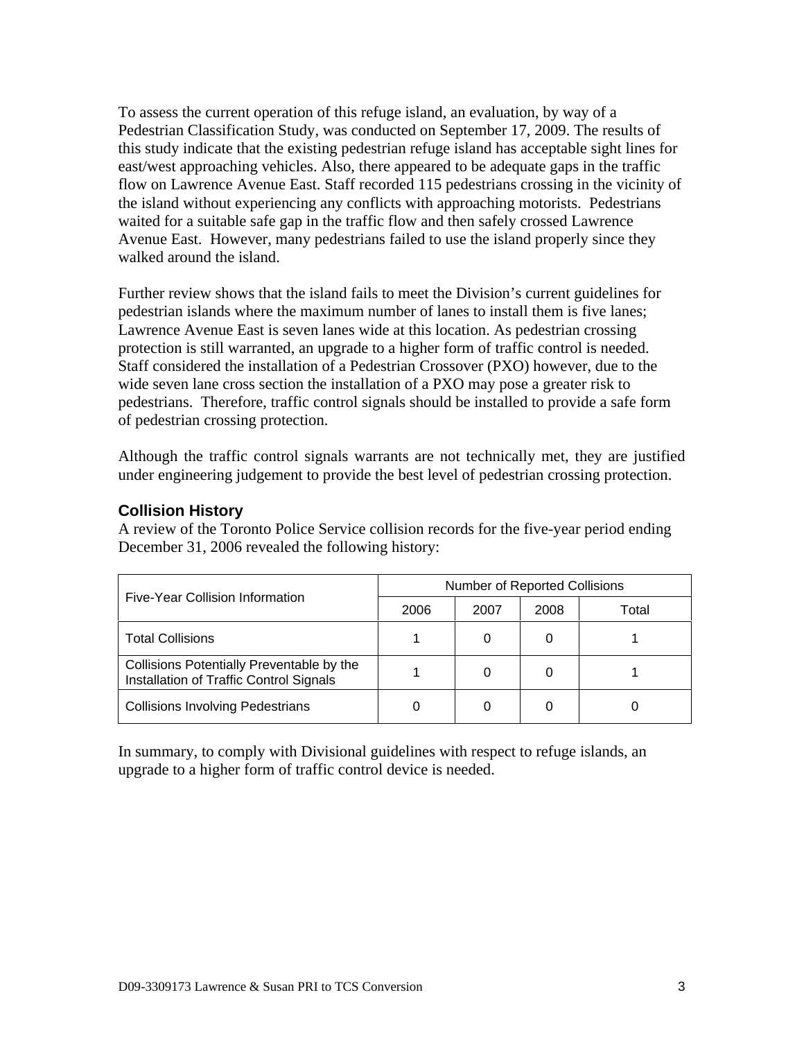To assess the current operation of this refuge island, an evaluation, by way of a Pedestrian Classification Study, was conducted on September 17, 2009. The results of this study indicate that the existing pedestrian refuge island has acceptable sight lines for east/west approaching vehicles. Also, there appeared to be adequate gaps in the traffic flow on Lawrence Avenue East. Staff recorded 115 pedestrians crossing in the vicinity of the island without experiencing any conflicts with approaching motorists. Pedestrians waited for a suitable safe gap in the traffic flow and then safely crossed Lawrence Avenue East. However, many pedestrians failed to use the island properly since they walked around the island.

Further review shows that the island fails to meet the Division's current guidelines for pedestrian islands where the maximum number of lanes to install them is five lanes; Lawrence Avenue East is seven lanes wide at this location. As pedestrian crossing protection is still warranted, an upgrade to a higher form of traffic control is needed. Staff considered the installation of a Pedestrian Crossover (PXO) however, due to the wide seven lane cross section the installation of a PXO may pose a greater risk to pedestrians. Therefore, traffic control signals should be installed to provide a safe form of pedestrian crossing protection.

Although the traffic control signals warrants are not technically met, they are justified under engineering judgement to provide the best level of pedestrian crossing protection.

### Collision History

A review of the Toronto Police Service collision records for the five-year period ending December 31, 2006 revealed the following history:

| Five-Year Collision Information | Number of Reported Collisions | | | |
|---|---|---|---|---|
| | 2006 | 2007 | 2008 | Total |
| Total Collisions | 1 | 0 | 0 | 1 |
| Collisions Potentially Preventable by the Installation of Traffic Control Signals | 1 | 0 | 0 | 1 |
| Collisions Involving Pedestrians | 0 | 0 | 0 | 0 |

In summary, to comply with Divisional guidelines with respect to refuge islands, an upgrade to a higher form of traffic control device is needed.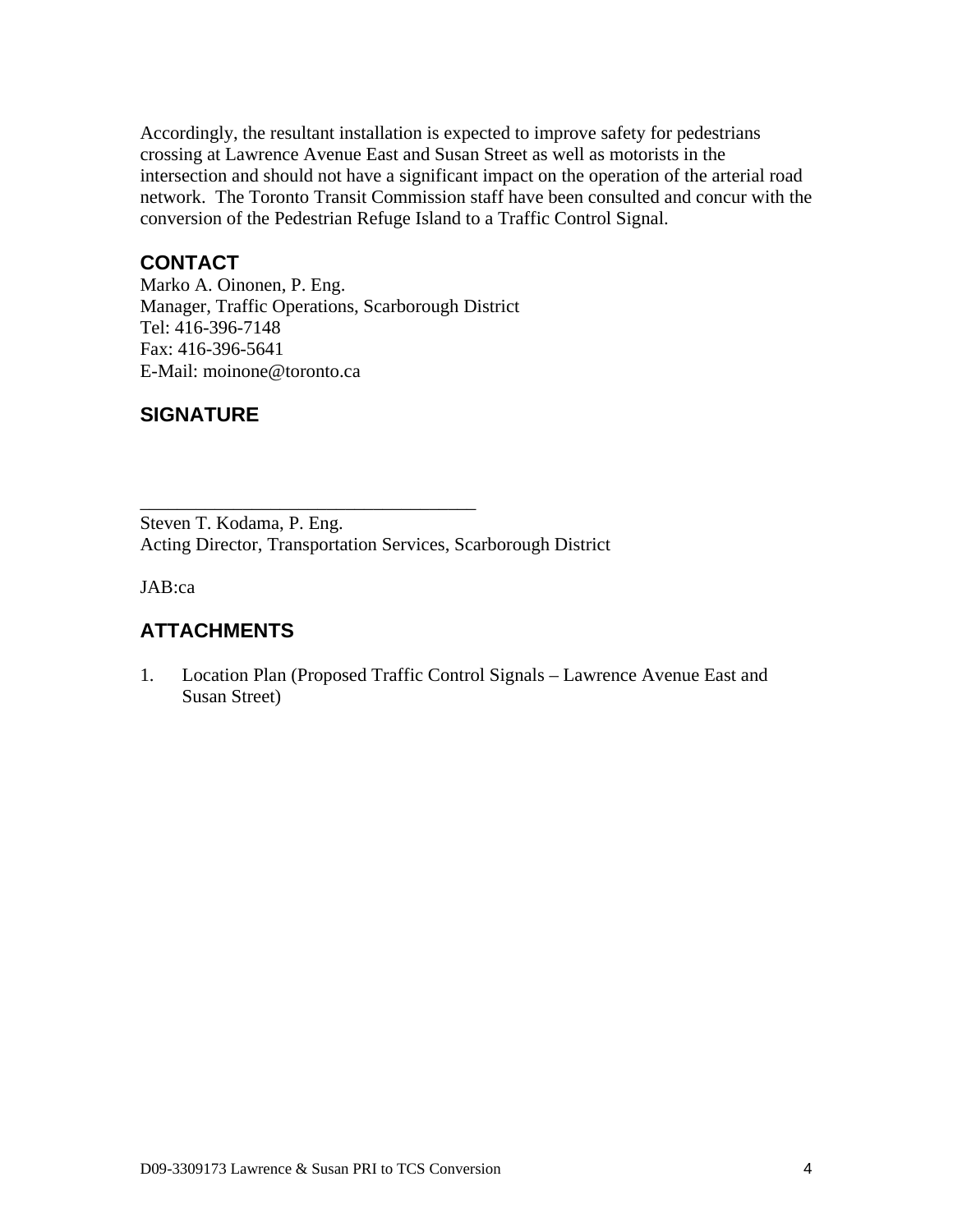Accordingly, the resultant installation is expected to improve safety for pedestrians crossing at Lawrence Avenue East and Susan Street as well as motorists in the intersection and should not have a significant impact on the operation of the arterial road network. The Toronto Transit Commission staff have been consulted and concur with the conversion of the Pedestrian Refuge Island to a Traffic Control Signal.

## CONTACT

Marko A. Oinonen, P. Eng.
Manager, Traffic Operations, Scarborough District
Tel: 416-396-7148
Fax: 416-396-5641
E-Mail: moinone@toronto.ca

## SIGNATURE

_____________________________________
Steven T. Kodama, P. Eng.
Acting Director, Transportation Services, Scarborough District

JAB:ca

## ATTACHMENTS

1. Location Plan (Proposed Traffic Control Signals – Lawrence Avenue East and Susan Street)